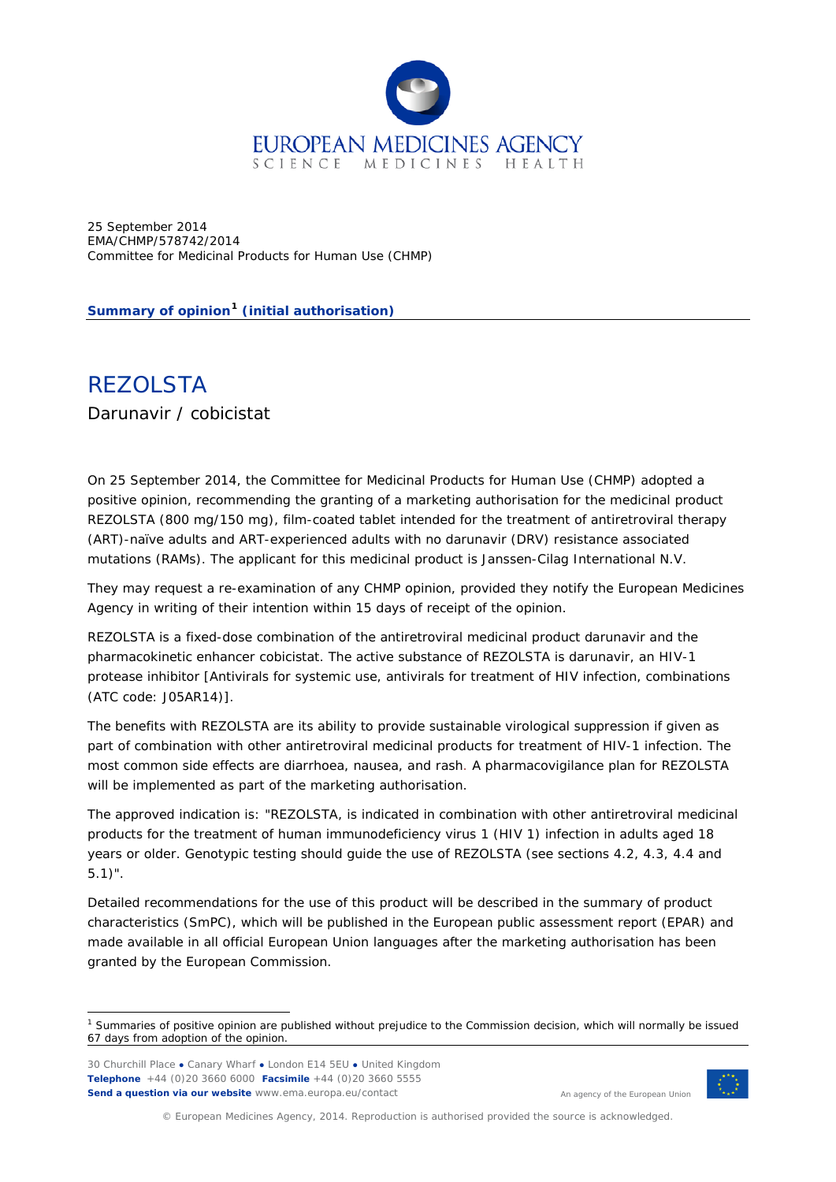25 September 2014
EMA/CHMP/578742/2014
Committee for Medicinal Products for Human Use (CHMP)

**Summary of opinion[1] (initial authorisation)**

# REZOLSTA

Darunavir / cobicistat

On 25 September 2014, the Committee for Medicinal Products for Human Use (CHMP) adopted a positive opinion, recommending the granting of a marketing authorisation for the medicinal product REZOLSTA (800 mg/150 mg), film-coated tablet intended for the treatment of antiretroviral therapy (ART)-naïve adults and ART-experienced adults with no darunavir (DRV) resistance associated mutations (RAMs). The applicant for this medicinal product is Janssen-Cilag International N.V.

They may request a re-examination of any CHMP opinion, provided they notify the European Medicines Agency in writing of their intention within 15 days of receipt of the opinion.

REZOLSTA is a fixed-dose combination of the antiretroviral medicinal product darunavir and the pharmacokinetic enhancer cobicistat. The active substance of REZOLSTA is darunavir, an HIV-1 protease inhibitor [Antivirals for systemic use, antivirals for treatment of HIV infection, combinations (ATC code: J05AR14)].

The benefits with REZOLSTA are its ability to provide sustainable virological suppression if given as part of combination with other antiretroviral medicinal products for treatment of HIV-1 infection. The most common side effects are diarrhoea, nausea, and rash. A pharmacovigilance plan for REZOLSTA will be implemented as part of the marketing authorisation.

The approved indication is: "REZOLSTA, is indicated in combination with other antiretroviral medicinal products for the treatment of human immunodeficiency virus 1 (HIV 1) infection in adults aged 18 years or older. Genotypic testing should guide the use of REZOLSTA (see sections 4.2, 4.3, 4.4 and 5.1)".

Detailed recommendations for the use of this product will be described in the summary of product characteristics (SmPC), which will be published in the European public assessment report (EPAR) and made available in all official European Union languages after the marketing authorisation has been granted by the European Commission.

[1] Summaries of positive opinion are published without prejudice to the Commission decision, which will normally be issued 67 days from adoption of the opinion.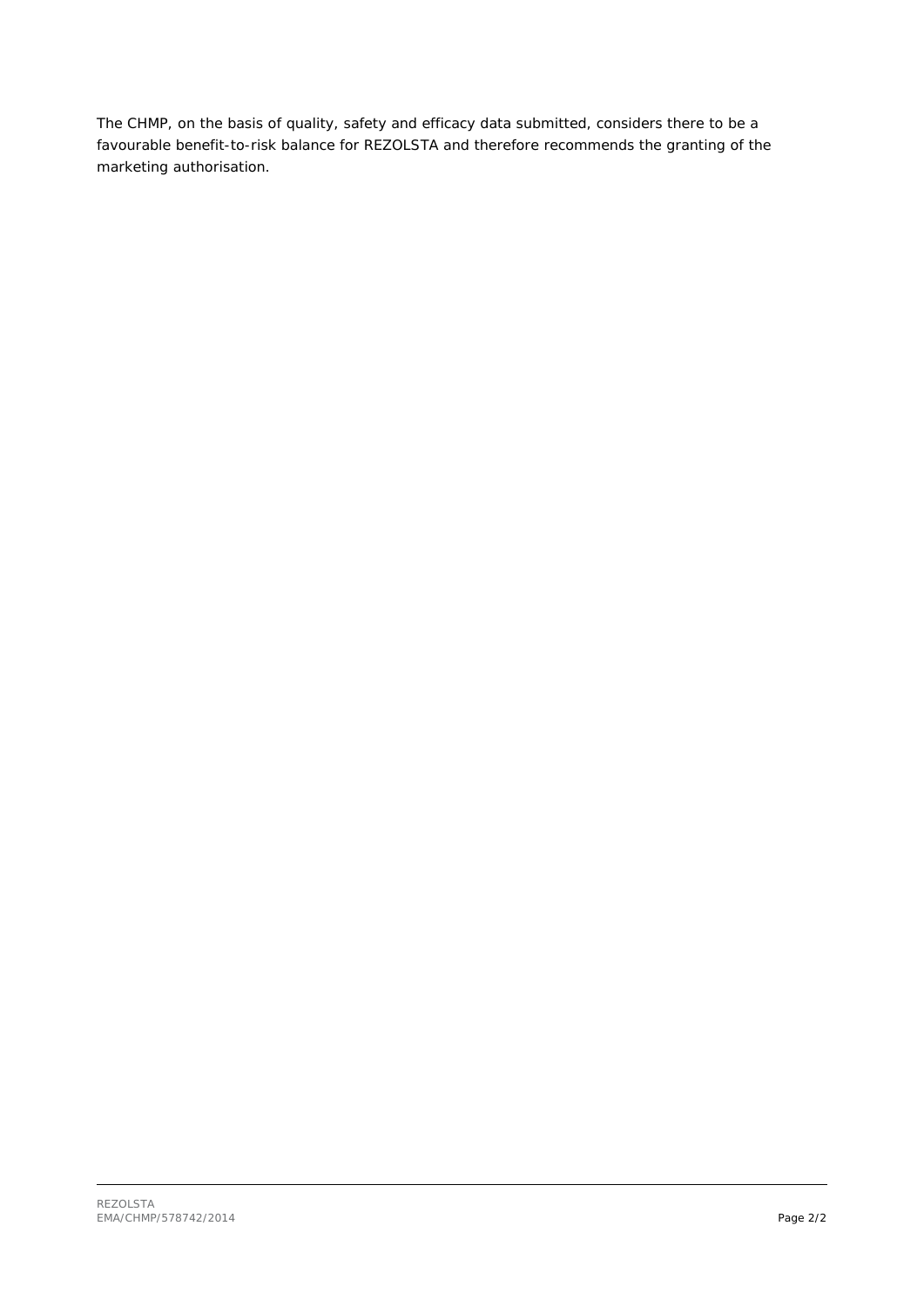The CHMP, on the basis of quality, safety and efficacy data submitted, considers there to be a favourable benefit-to-risk balance for REZOLSTA and therefore recommends the granting of the marketing authorisation.